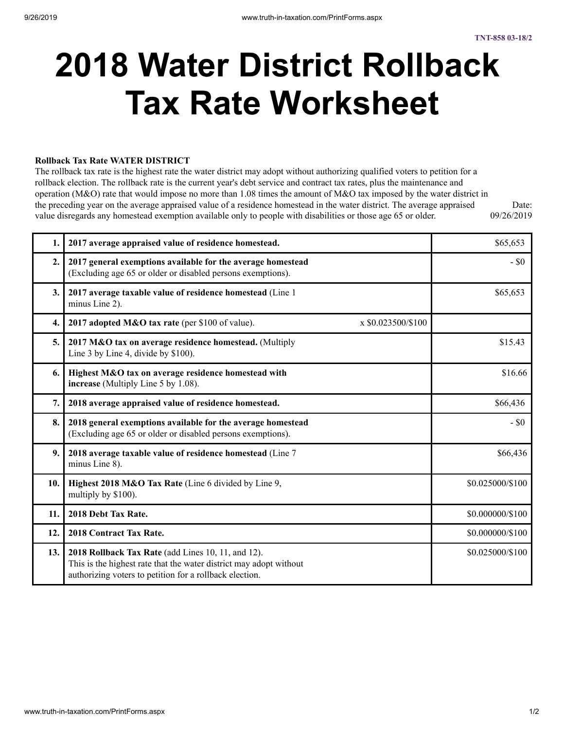TNT-858 03-18/2

# 2018 Water District Rollback Tax Rate Worksheet

**Rollback Tax Rate WATER DISTRICT**

The rollback tax rate is the highest rate the water district may adopt without authorizing qualified voters to petition for a rollback election. The rollback rate is the current year's debt service and contract tax rates, plus the maintenance and operation (M&O) rate that would impose no more than 1.08 times the amount of M&O tax imposed by the water district in the preceding year on the average appraised value of a residence homestead in the water district. The average appraised value disregards any homestead exemption available only to people with disabilities or those age 65 or older.

Date: 09/26/2019

| | | | |
|---|---|---|---|
| 1. | **2017 average appraised value of residence homestead.** | | $65,653 |
| 2. | **2017 general exemptions available for the average homestead** (Excluding age 65 or older or disabled persons exemptions). | | - $0 |
| 3. | **2017 average taxable value of residence homestead** (Line 1 minus Line 2). | | $65,653 |
| 4. | **2017 adopted M&O tax rate** (per $100 of value). | x $0.023500/$100 | |
| 5. | **2017 M&O tax on average residence homestead.** (Multiply Line 3 by Line 4, divide by $100). | | $15.43 |
| 6. | **Highest M&O tax on average residence homestead with increase** (Multiply Line 5 by 1.08). | | $16.66 |
| 7. | **2018 average appraised value of residence homestead.** | | $66,436 |
| 8. | **2018 general exemptions available for the average homestead** (Excluding age 65 or older or disabled persons exemptions). | | - $0 |
| 9. | **2018 average taxable value of residence homestead** (Line 7 minus Line 8). | | $66,436 |
| 10. | **Highest 2018 M&O Tax Rate** (Line 6 divided by Line 9, multiply by $100). | | $0.025000/$100 |
| 11. | **2018 Debt Tax Rate.** | | $0.000000/$100 |
| 12. | **2018 Contract Tax Rate.** | | $0.000000/$100 |
| 13. | **2018 Rollback Tax Rate** (add Lines 10, 11, and 12). This is the highest rate that the water district may adopt without authorizing voters to petition for a rollback election. | | $0.025000/$100 |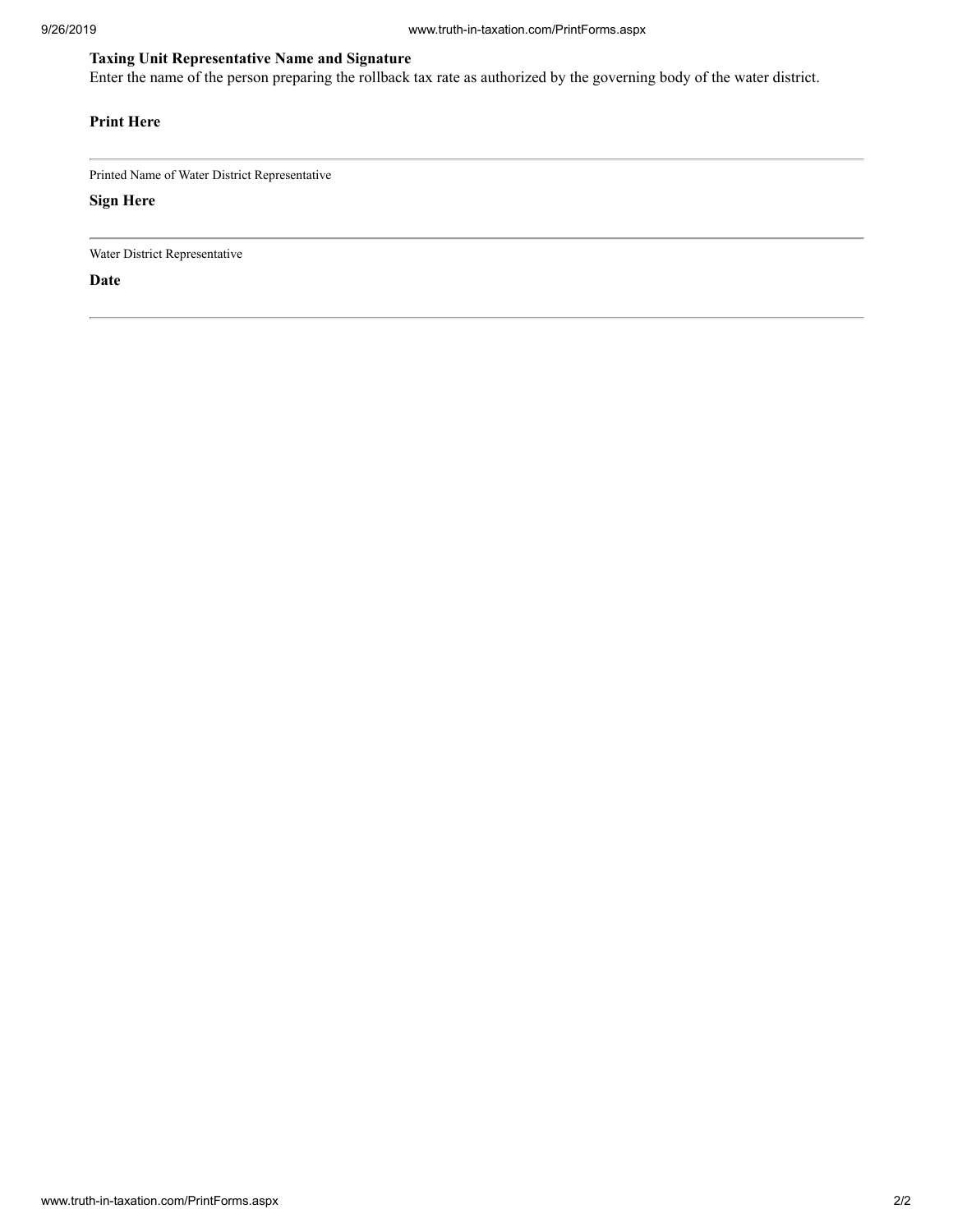**Taxing Unit Representative Name and Signature**

Enter the name of the person preparing the rollback tax rate as authorized by the governing body of the water district.

**Print Here**

---

Printed Name of Water District Representative

**Sign Here**

---

Water District Representative

**Date**

---